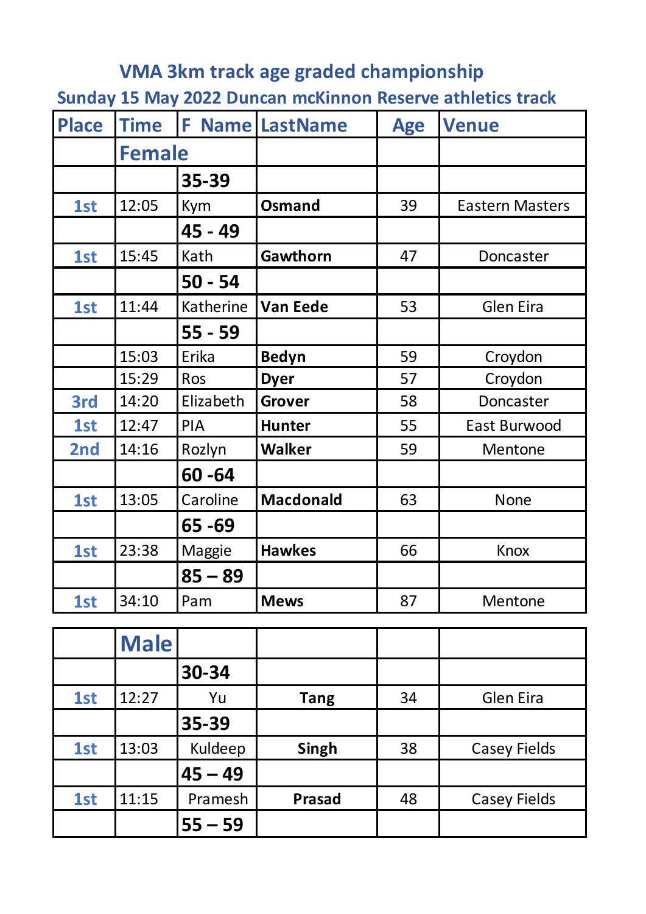## VMA 3km track age graded championship

### Sunday 15 May 2022 Duncan mcKinnon Reserve athletics track

| Place | Time | F Name | LastName | Age | Venue |
|---|---|---|---|---|---|
| | **Female** | | | | |
| | | **35-39** | | | |
| 1st | 12:05 | Kym | **Osmand** | 39 | Eastern Masters |
| | | **45 - 49** | | | |
| 1st | 15:45 | Kath | **Gawthorn** | 47 | Doncaster |
| | | **50 - 54** | | | |
| 1st | 11:44 | Katherine | **Van Eede** | 53 | Glen Eira |
| | | **55 - 59** | | | |
| | 15:03 | Erika | **Bedyn** | 59 | Croydon |
| | 15:29 | Ros | **Dyer** | 57 | Croydon |
| 3rd | 14:20 | Elizabeth | **Grover** | 58 | Doncaster |
| 1st | 12:47 | PIA | **Hunter** | 55 | East Burwood |
| 2nd | 14:16 | Rozlyn | **Walker** | 59 | Mentone |
| | | **60 -64** | | | |
| 1st | 13:05 | Caroline | **Macdonald** | 63 | None |
| | | **65 -69** | | | |
| 1st | 23:38 | Maggie | **Hawkes** | 66 | Knox |
| | | **85 – 89** | | | |
| 1st | 34:10 | Pam | **Mews** | 87 | Mentone |

| | **Male** | | | | |
|---|---|---|---|---|---|
| | | **30-34** | | | |
| 1st | 12:27 | Yu | **Tang** | 34 | Glen Eira |
| | | **35-39** | | | |
| 1st | 13:03 | Kuldeep | **Singh** | 38 | Casey Fields |
| | | **45 – 49** | | | |
| 1st | 11:15 | Pramesh | **Prasad** | 48 | Casey Fields |
| | | **55 – 59** | | | |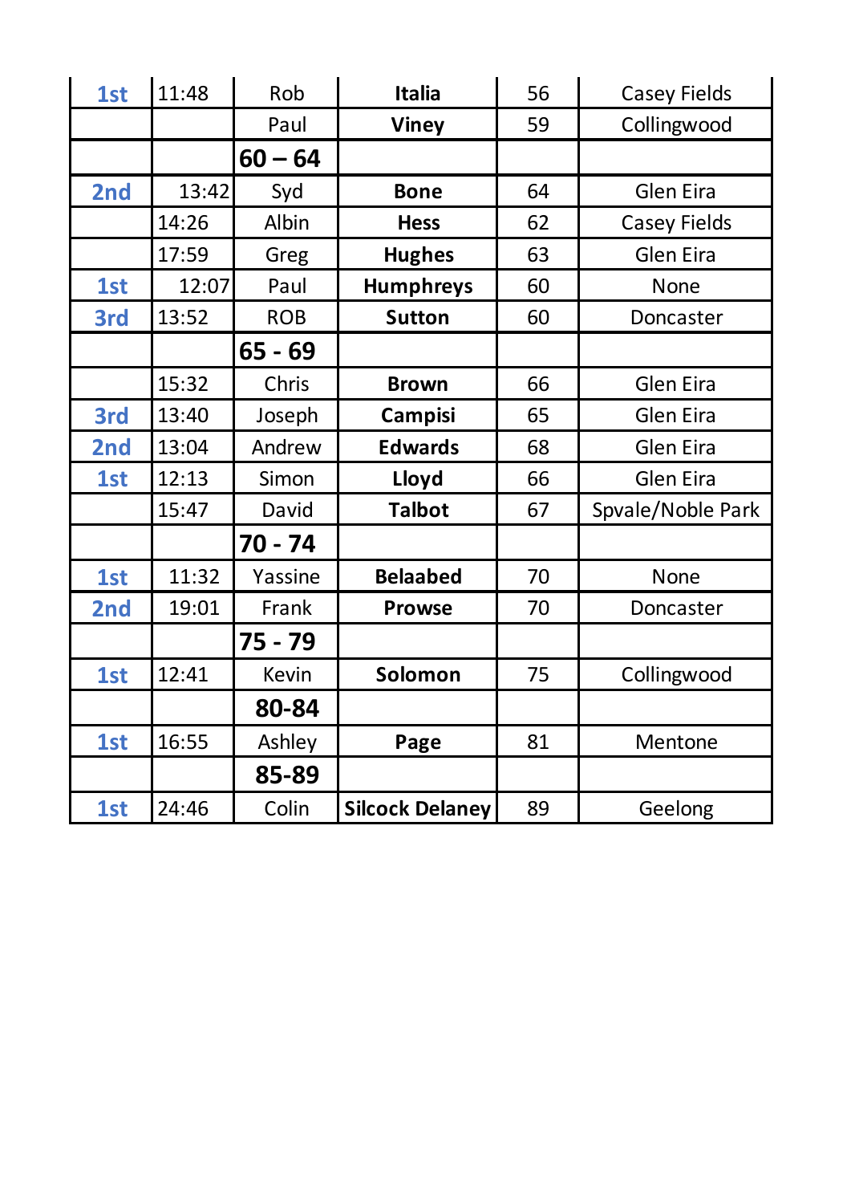| | | | | | |
|---|---|---|---|---|---|
| 1st | 11:48 | Rob | **Italia** | 56 | Casey Fields |
| | | Paul | **Viney** | 59 | Collingwood |
| | | **60 – 64** | | | |
| 2nd | 13:42 | Syd | **Bone** | 64 | Glen Eira |
| | 14:26 | Albin | **Hess** | 62 | Casey Fields |
| | 17:59 | Greg | **Hughes** | 63 | Glen Eira |
| 1st | 12:07 | Paul | **Humphreys** | 60 | None |
| 3rd | 13:52 | ROB | **Sutton** | 60 | Doncaster |
| | | **65 - 69** | | | |
| | 15:32 | Chris | **Brown** | 66 | Glen Eira |
| 3rd | 13:40 | Joseph | **Campisi** | 65 | Glen Eira |
| 2nd | 13:04 | Andrew | **Edwards** | 68 | Glen Eira |
| 1st | 12:13 | Simon | **Lloyd** | 66 | Glen Eira |
| | 15:47 | David | **Talbot** | 67 | Spvale/Noble Park |
| | | **70 - 74** | | | |
| 1st | 11:32 | Yassine | **Belaabed** | 70 | None |
| 2nd | 19:01 | Frank | **Prowse** | 70 | Doncaster |
| | | **75 - 79** | | | |
| 1st | 12:41 | Kevin | **Solomon** | 75 | Collingwood |
| | | **80-84** | | | |
| 1st | 16:55 | Ashley | **Page** | 81 | Mentone |
| | | **85-89** | | | |
| 1st | 24:46 | Colin | **Silcock Delaney** | 89 | Geelong |